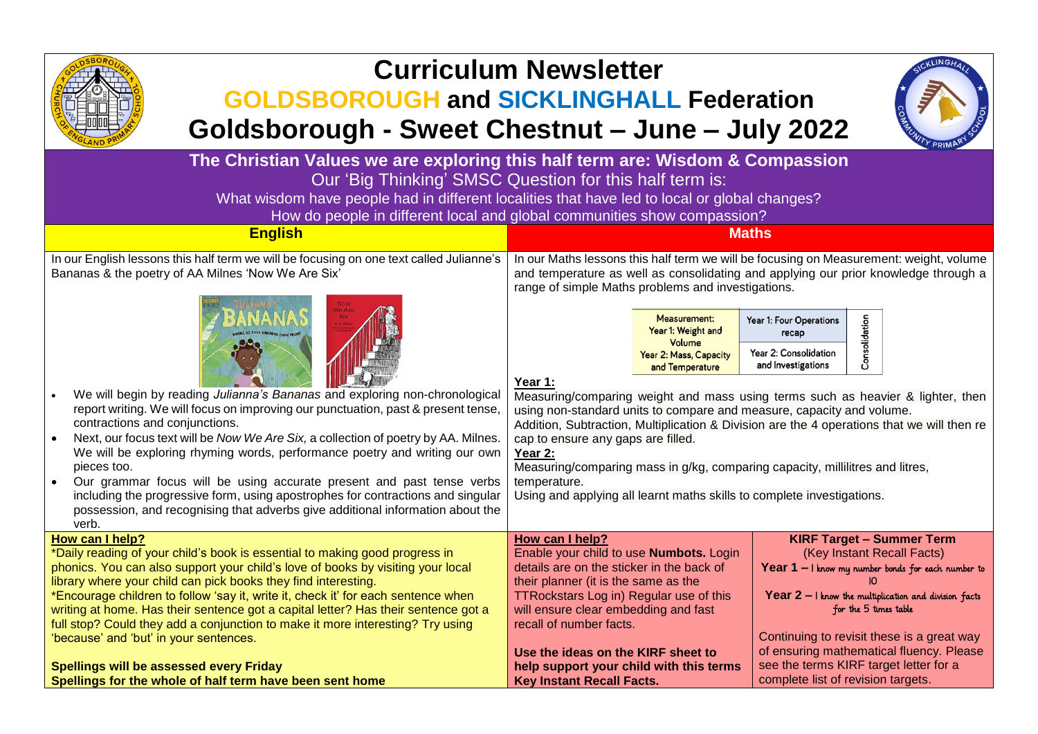# Curriculum Newsletter

## GOLDSBOROUGH and SICKLINGHALL Federation

## Goldsborough - Sweet Chestnut – June – July 2022

**The Christian Values we are exploring this half term are: Wisdom & Compassion**

Our 'Big Thinking' SMSC Question for this half term is:

What wisdom have people had in different localities that have led to local or global changes?

How do people in different local and global communities show compassion?

### English

In our English lessons this half term we will be focusing on one text called Julianne's Bananas & the poetry of AA Milnes 'Now We Are Six'

- We will begin by reading *Julianna's Bananas* and exploring non-chronological report writing. We will focus on improving our punctuation, past & present tense, contractions and conjunctions.
- Next, our focus text will be *Now We Are Six,* a collection of poetry by AA. Milnes. We will be exploring rhyming words, performance poetry and writing our own pieces too.
- Our grammar focus will be using accurate present and past tense verbs including the progressive form, using apostrophes for contractions and singular possession, and recognising that adverbs give additional information about the verb.

### Maths

In our Maths lessons this half term we will be focusing on Measurement: weight, volume and temperature as well as consolidating and applying our prior knowledge through a range of simple Maths problems and investigations.

| Measurement: | | |
|---|---|---|
| Year 1: Weight and Volume | Year 1: Four Operations recap | Consolidation |
| Year 2: Mass, Capacity and Temperature | Year 2: Consolidation and Investigations | |

**Year 1:**

Measuring/comparing weight and mass using terms such as heavier & lighter, then using non-standard units to compare and measure, capacity and volume.

Addition, Subtraction, Multiplication & Division are the 4 operations that we will then re cap to ensure any gaps are filled.

**Year 2:**

Measuring/comparing mass in g/kg, comparing capacity, millilitres and litres, temperature.

Using and applying all learnt maths skills to complete investigations.

### How can I help?

*Daily reading of your child's book is essential to making good progress in phonics. You can also support your child's love of books by visiting your local library where your child can pick books they find interesting.

*Encourage children to follow 'say it, write it, check it' for each sentence when writing at home. Has their sentence got a capital letter? Has their sentence got a full stop? Could they add a conjunction to make it more interesting? Try using 'because' and 'but' in your sentences.

**Spellings will be assessed every Friday**

**Spellings for the whole of half term have been sent home**

### How can I help?

Enable your child to use **Numbots.** Login details are on the sticker in the back of their planner (it is the same as the TTRockstars Log in) Regular use of this will ensure clear embedding and fast recall of number facts.

**Use the ideas on the KIRF sheet to help support your child with this terms Key Instant Recall Facts.**

### KIRF Target – Summer Term

(Key Instant Recall Facts)

**Year 1 –** I know my number bonds for each number to 10

**Year 2 –** I know the multiplication and division facts for the 5 times table

Continuing to revisit these is a great way of ensuring mathematical fluency. Please see the terms KIRF target letter for a complete list of revision targets.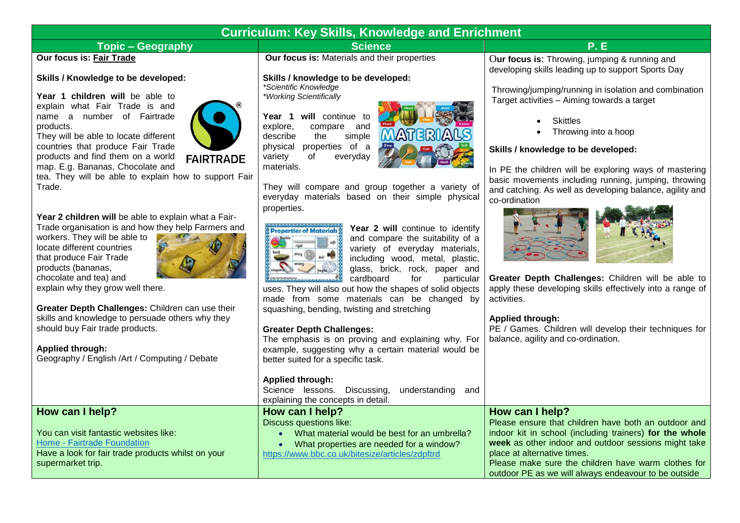# Curriculum: Key Skills, Knowledge and Enrichment

## Topic – Geography

**Our focus is: Fair Trade**

**Skills / Knowledge to be developed:**

**Year 1 children will** be able to explain what Fair Trade is and name a number of Fairtrade products.
They will be able to locate different countries that produce Fair Trade products and find them on a world map. E.g. Bananas, Chocolate and tea. They will be able to explain how to support Fair Trade.

FAIRTRADE

**Year 2 children will** be able to explain what a Fair-Trade organisation is and how they help Farmers and workers. They will be able to locate different countries that produce Fair Trade products (bananas, chocolate and tea) and explain why they grow well there.

**Greater Depth Challenges:** Children can use their skills and knowledge to persuade others why they should buy Fair trade products.

**Applied through:**
Geography / English /Art / Computing / Debate

### How can I help?

You can visit fantastic websites like:
Home - Fairtrade Foundation
Have a look for fair trade products whilst on your supermarket trip.

## Science

**Our focus is:** Materials and their properties

**Skills / knowledge to be developed:**
*\*Scientific Knowledge*
*\*Working Scientifically*

**Year 1 will** continue to explore, compare and describe the simple physical properties of a variety of everyday materials.

They will compare and group together a variety of everyday materials based on their simple physical properties.

**Year 2 will** continue to identify and compare the suitability of a variety of everyday materials, including wood, metal, plastic, glass, brick, rock, paper and cardboard for particular uses. They will also out how the shapes of solid objects made from some materials can be changed by squashing, bending, twisting and stretching

**Greater Depth Challenges:**
The emphasis is on proving and explaining why. For example, suggesting why a certain material would be better suited for a specific task.

**Applied through:**
Science lessons. Discussing, understanding and explaining the concepts in detail.

### How can I help?

Discuss questions like:

- What material would be best for an umbrella?
- What properties are needed for a window?

https://www.bbc.co.uk/bitesize/articles/zdpftrd

## P. E

**Our focus is**: Throwing, jumping & running and developing skills leading up to support Sports Day

Throwing/jumping/running in isolation and combination
Target activities – Aiming towards a target

- Skittles
- Throwing into a hoop

**Skills / knowledge to be developed:**

In PE the children will be exploring ways of mastering basic movements including running, jumping, throwing and catching. As well as developing balance, agility and co-ordination

**Greater Depth Challenges:** Children will be able to apply these developing skills effectively into a range of activities.

**Applied through:**
PE / Games. Children will develop their techniques for balance, agility and co-ordination.

### How can I help?

Please ensure that children have both an outdoor and indoor kit in school (including trainers) **for the whole week** as other indoor and outdoor sessions might take place at alternative times.
Please make sure the children have warm clothes for outdoor PE as we will always endeavour to be outside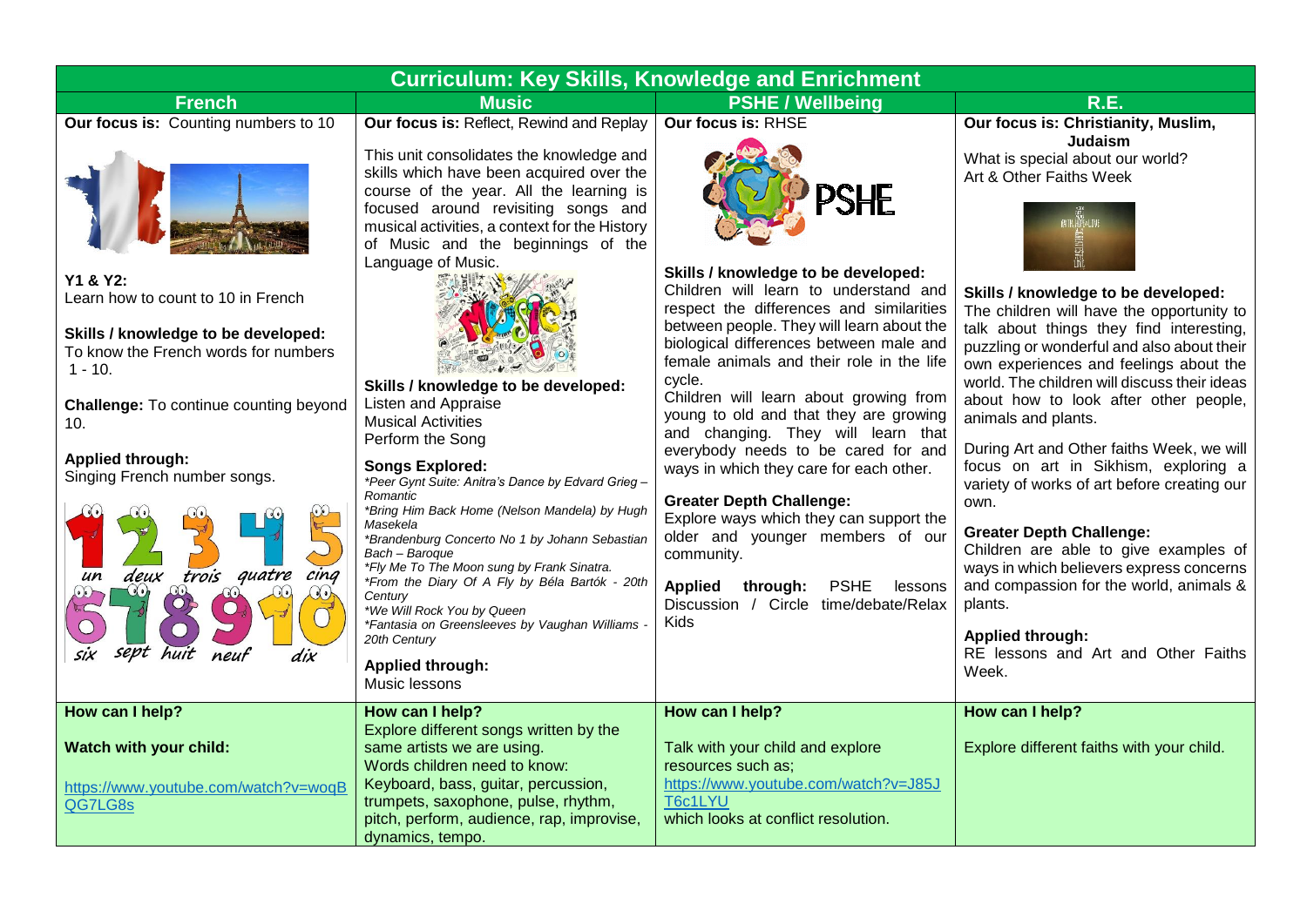# Curriculum: Key Skills, Knowledge and Enrichment

## French

**Our focus is:** Counting numbers to 10

**Y1 & Y2:**
Learn how to count to 10 in French

**Skills / knowledge to be developed:**
To know the French words for numbers 1 - 10.

**Challenge:** To continue counting beyond 10.

**Applied through:**
Singing French number songs.

un deux trois quatre cinq six sept huit neuf dix

**How can I help?**

**Watch with your child:**

https://www.youtube.com/watch?v=woqBQG7LG8s

## Music

**Our focus is:** Reflect, Rewind and Replay

This unit consolidates the knowledge and skills which have been acquired over the course of the year. All the learning is focused around revisiting songs and musical activities, a context for the History of Music and the beginnings of the Language of Music.

**Skills / knowledge to be developed:**
Listen and Appraise
Musical Activities
Perform the Song

**Songs Explored:**
*\*Peer Gynt Suite: Anitra's Dance by Edvard Grieg – Romantic*
*\*Bring Him Back Home (Nelson Mandela) by Hugh Masekela*
*\*Brandenburg Concerto No 1 by Johann Sebastian Bach – Baroque*
*\*Fly Me To The Moon sung by Frank Sinatra.*
*\*From the Diary Of A Fly by Béla Bartók - 20th Century*
*\*We Will Rock You by Queen*
*\*Fantasia on Greensleeves by Vaughan Williams - 20th Century*

**Applied through:**
Music lessons

**How can I help?**
Explore different songs written by the same artists we are using.
Words children need to know:
Keyboard, bass, guitar, percussion, trumpets, saxophone, pulse, rhythm, pitch, perform, audience, rap, improvise, dynamics, tempo.

## PSHE / Wellbeing

**Our focus is:** RHSE

**Skills / knowledge to be developed:**
Children will learn to understand and respect the differences and similarities between people. They will learn about the biological differences between male and female animals and their role in the life cycle.
Children will learn about growing from young to old and that they are growing and changing. They will learn that everybody needs to be cared for and ways in which they care for each other.

**Greater Depth Challenge:**
Explore ways which they can support the older and younger members of our community.

**Applied through:** PSHE lessons Discussion / Circle time/debate/Relax Kids

**How can I help?**

Talk with your child and explore resources such as;
https://www.youtube.com/watch?v=J85JT6c1LYU
which looks at conflict resolution.

## R.E.

**Our focus is: Christianity, Muslim, Judaism**
What is special about our world?
Art & Other Faiths Week

**Skills / knowledge to be developed:**
The children will have the opportunity to talk about things they find interesting, puzzling or wonderful and also about their own experiences and feelings about the world. The children will discuss their ideas about how to look after other people, animals and plants.

During Art and Other faiths Week, we will focus on art in Sikhism, exploring a variety of works of art before creating our own.

**Greater Depth Challenge:**
Children are able to give examples of ways in which believers express concerns and compassion for the world, animals & plants.

**Applied through:**
RE lessons and Art and Other Faiths Week.

**How can I help?**

Explore different faiths with your child.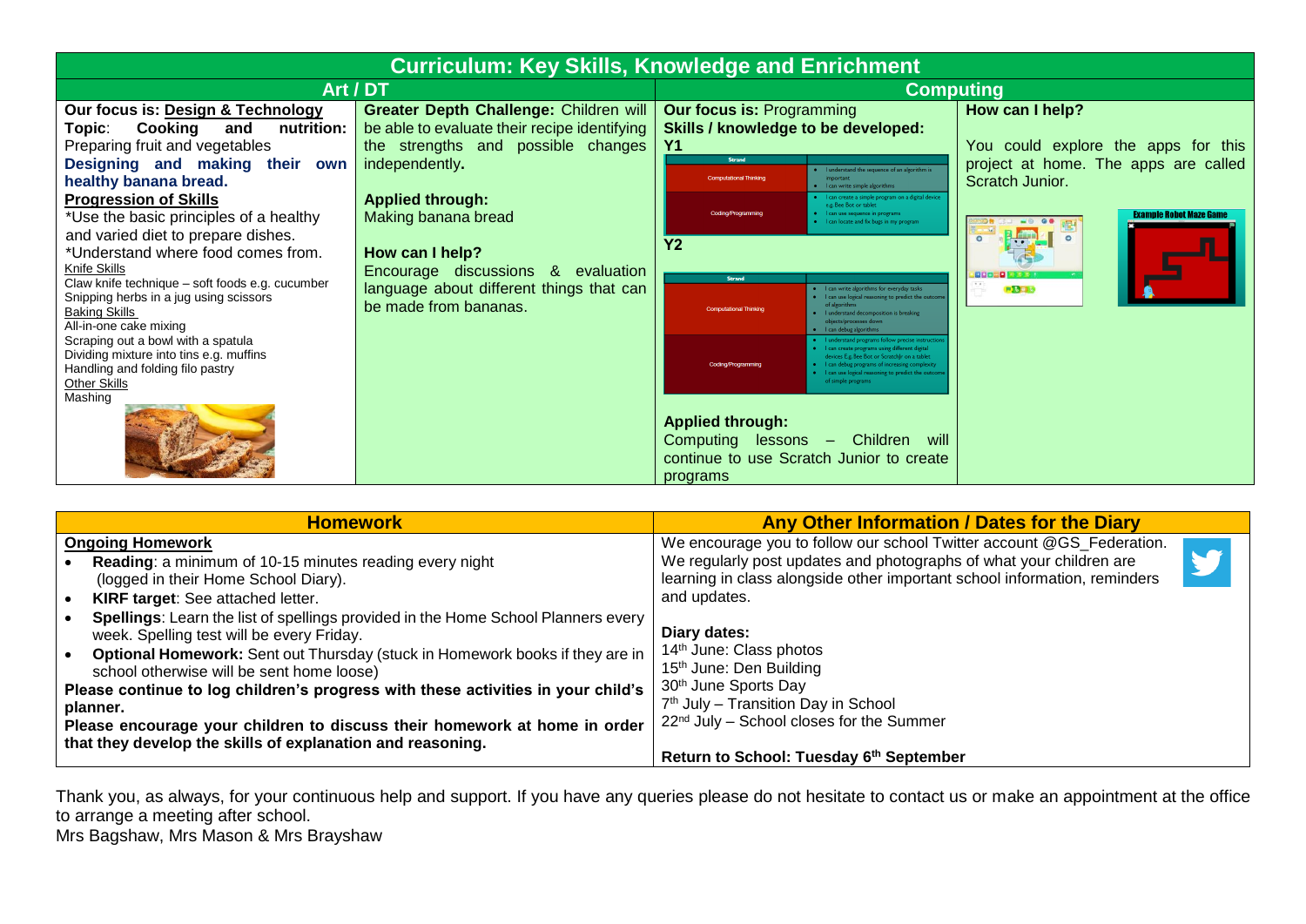# Curriculum: Key Skills, Knowledge and Enrichment

## Art / DT

**Our focus is: Design & Technology**
**Topic: Cooking and nutrition:** Preparing fruit and vegetables
**Designing and making their own healthy banana bread.**

**Progression of Skills**
*Use the basic principles of a healthy and varied diet to prepare dishes.
*Understand where food comes from.

Knife Skills
Claw knife technique – soft foods e.g. cucumber
Snipping herbs in a jug using scissors

Baking Skills
All-in-one cake mixing
Scraping out a bowl with a spatula
Dividing mixture into tins e.g. muffins
Handling and folding filo pastry

Other Skills
Mashing

**Greater Depth Challenge:** Children will be able to evaluate their recipe identifying the strengths and possible changes independently**.**

**Applied through:**
Making banana bread

**How can I help?**
Encourage discussions & evaluation language about different things that can be made from bananas.

## Computing

**Our focus is:** Programming
**Skills / knowledge to be developed:**

**Y1**

| Strand | |
|---|---|
| Computational Thinking | • I understand the sequence of an algorithm is important<br>• I can write simple algorithms |
| Coding/Programming | • I can create a simple program on a digital device e.g. Bee Bot or tablet<br>• I can use sequence in programs<br>• I can locate and fix bugs in my program |

**Y2**

| Strand | |
|---|---|
| Computational Thinking | • I can write algorithms for everyday tasks<br>• I can use logical reasoning to predict the outcome of algorithms<br>• I understand decomposition is breaking objects/processes down<br>• I can debug algorithms |
| Coding/Programming | • I understand programs follow precise instructions<br>• I can create programs using different digital devices E.g. Bee Bot or ScratchJr on a tablet<br>• I can debug programs of increasing complexity<br>• I can use logical reasoning to predict the outcome of simple programs |

**Applied through:**
Computing lessons – Children will continue to use Scratch Junior to create programs

**How can I help?**
You could explore the apps for this project at home. The apps are called Scratch Junior.

Example Robot Maze Game

## Homework

**Ongoing Homework**

- **Reading**: a minimum of 10-15 minutes reading every night (logged in their Home School Diary).
- **KIRF target**: See attached letter.
- **Spellings**: Learn the list of spellings provided in the Home School Planners every week. Spelling test will be every Friday.
- **Optional Homework:** Sent out Thursday (stuck in Homework books if they are in school otherwise will be sent home loose)

**Please continue to log children's progress with these activities in your child's planner.**
**Please encourage your children to discuss their homework at home in order that they develop the skills of explanation and reasoning.**

## Any Other Information / Dates for the Diary

We encourage you to follow our school Twitter account @GS_Federation. We regularly post updates and photographs of what your children are learning in class alongside other important school information, reminders and updates.

**Diary dates:**
14th June: Class photos
15th June: Den Building
30th June Sports Day
7th July – Transition Day in School
22nd July – School closes for the Summer

**Return to School: Tuesday 6th September**

Thank you, as always, for your continuous help and support. If you have any queries please do not hesitate to contact us or make an appointment at the office to arrange a meeting after school.
Mrs Bagshaw, Mrs Mason & Mrs Brayshaw